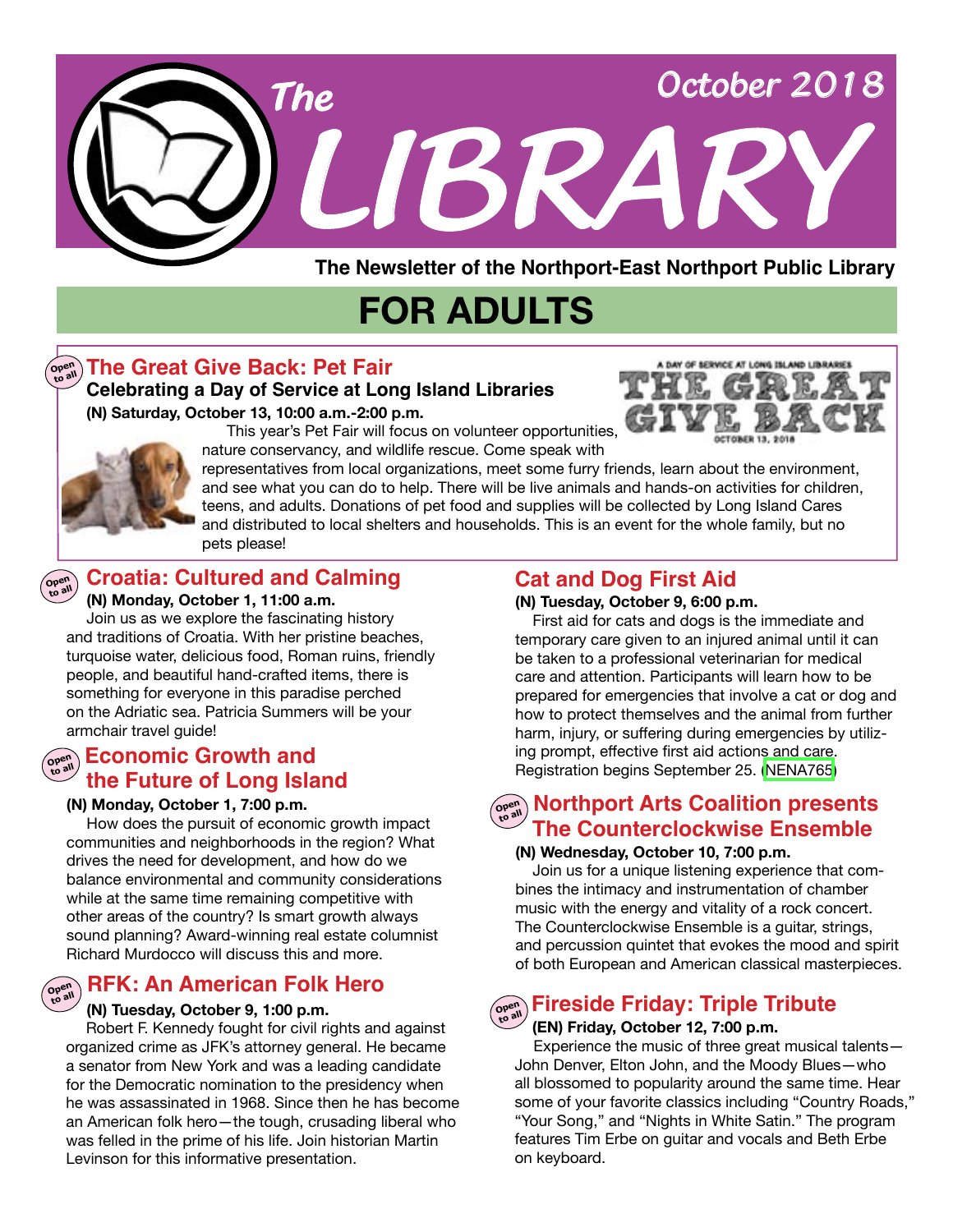# The LIBRARY

October 2018

The Newsletter of the Northport-East Northport Public Library

# FOR ADULTS

## The Great Give Back: Pet Fair

Open to all

**Celebrating a Day of Service at Long Island Libraries**

**(N) Saturday, October 13, 10:00 a.m.-2:00 p.m.**

This year's Pet Fair will focus on volunteer opportunities, nature conservancy, and wildlife rescue. Come speak with representatives from local organizations, meet some furry friends, learn about the environment, and see what you can do to help. There will be live animals and hands-on activities for children, teens, and adults. Donations of pet food and supplies will be collected by Long Island Cares and distributed to local shelters and households. This is an event for the whole family, but no pets please!

A DAY OF SERVICE AT LONG ISLAND LIBRARIES
THE GREAT GIVE BACK
OCTOBER 13, 2018

## Croatia: Cultured and Calming

Open to all

**(N) Monday, October 1, 11:00 a.m.**

Join us as we explore the fascinating history and traditions of Croatia. With her pristine beaches, turquoise water, delicious food, Roman ruins, friendly people, and beautiful hand-crafted items, there is something for everyone in this paradise perched on the Adriatic sea. Patricia Summers will be your armchair travel guide!

## Economic Growth and the Future of Long Island

Open to all

**(N) Monday, October 1, 7:00 p.m.**

How does the pursuit of economic growth impact communities and neighborhoods in the region? What drives the need for development, and how do we balance environmental and community considerations while at the same time remaining competitive with other areas of the country? Is smart growth always sound planning? Award-winning real estate columnist Richard Murdocco will discuss this and more.

## RFK: An American Folk Hero

Open to all

**(N) Tuesday, October 9, 1:00 p.m.**

Robert F. Kennedy fought for civil rights and against organized crime as JFK's attorney general. He became a senator from New York and was a leading candidate for the Democratic nomination to the presidency when he was assassinated in 1968. Since then he has become an American folk hero—the tough, crusading liberal who was felled in the prime of his life. Join historian Martin Levinson for this informative presentation.

## Cat and Dog First Aid

**(N) Tuesday, October 9, 6:00 p.m.**

First aid for cats and dogs is the immediate and temporary care given to an injured animal until it can be taken to a professional veterinarian for medical care and attention. Participants will learn how to be prepared for emergencies that involve a cat or dog and how to protect themselves and the animal from further harm, injury, or suffering during emergencies by utilizing prompt, effective first aid actions and care. Registration begins September 25. (NENA765)

## Northport Arts Coalition presents The Counterclockwise Ensemble

Open to all

**(N) Wednesday, October 10, 7:00 p.m.**

Join us for a unique listening experience that combines the intimacy and instrumentation of chamber music with the energy and vitality of a rock concert. The Counterclockwise Ensemble is a guitar, strings, and percussion quintet that evokes the mood and spirit of both European and American classical masterpieces.

## Fireside Friday: Triple Tribute

Open to all

**(EN) Friday, October 12, 7:00 p.m.**

Experience the music of three great musical talents—John Denver, Elton John, and the Moody Blues—who all blossomed to popularity around the same time. Hear some of your favorite classics including "Country Roads," "Your Song," and "Nights in White Satin." The program features Tim Erbe on guitar and vocals and Beth Erbe on keyboard.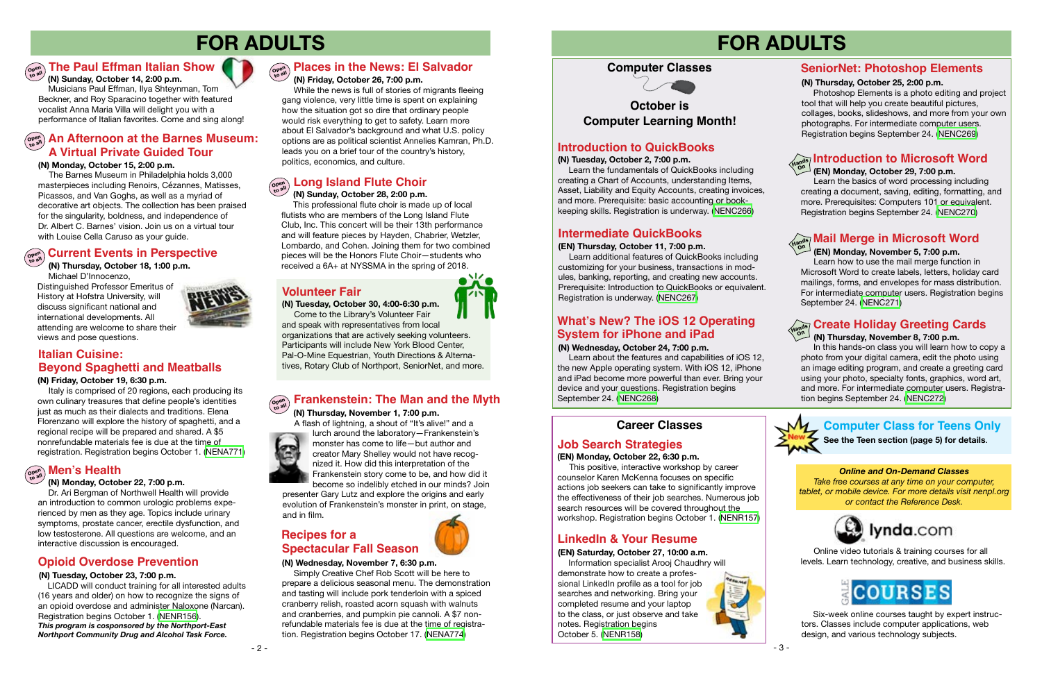# FOR ADULTS

## The Paul Effman Italian Show

**(N) Sunday, October 14, 2:00 p.m.**

Musicians Paul Effman, Ilya Shteynman, Tom Beckner, and Roy Sparacino together with featured vocalist Anna Maria Villa will delight you with a performance of Italian favorites. Come and sing along!

## An Afternoon at the Barnes Museum: A Virtual Private Guided Tour

**(N) Monday, October 15, 2:00 p.m.**

The Barnes Museum in Philadelphia holds 3,000 masterpieces including Renoirs, Cézannes, Matisses, Picassos, and Van Goghs, as well as a myriad of decorative art objects. The collection has been praised for the singularity, boldness, and independence of Dr. Albert C. Barnes' vision. Join us on a virtual tour with Louise Cella Caruso as your guide.

## Current Events in Perspective

**(N) Thursday, October 18, 1:00 p.m.**

Michael D'Innocenzo, Distinguished Professor Emeritus of History at Hofstra University, will discuss significant national and international developments. All attending are welcome to share their views and pose questions.

## Italian Cuisine: Beyond Spaghetti and Meatballs

**(N) Friday, October 19, 6:30 p.m.**

Italy is comprised of 20 regions, each producing its own culinary treasures that define people's identities just as much as their dialects and traditions. Elena Florenzano will explore the history of spaghetti, and a regional recipe will be prepared and shared. A $5 nonrefundable materials fee is due at the time of registration. Registration begins October 1. (NENA771)

## Men's Health

**(N) Monday, October 22, 7:00 p.m.**

Dr. Ari Bergman of Northwell Health will provide an introduction to common urologic problems experienced by men as they age. Topics include urinary symptoms, prostate cancer, erectile dysfunction, and low testosterone. All questions are welcome, and an interactive discussion is encouraged.

## Opioid Overdose Prevention

**(N) Tuesday, October 23, 7:00 p.m.**

LICADD will conduct training for all interested adults (16 years and older) on how to recognize the signs of an opioid overdose and administer Naloxone (Narcan). Registration begins October 1. (NENR156)

***This program is cosponsored by the Northport-East Northport Community Drug and Alcohol Task Force.***

## Places in the News: El Salvador

**(N) Friday, October 26, 7:00 p.m.**

While the news is full of stories of migrants fleeing gang violence, very little time is spent on explaining how the situation got so dire that ordinary people would risk everything to get to safety. Learn more about El Salvador's background and what U.S. policy options are as political scientist Annelies Kamran, Ph.D. leads you on a brief tour of the country's history, politics, economics, and culture.

## Long Island Flute Choir

**(N) Sunday, October 28, 2:00 p.m.**

This professional flute choir is made up of local flutists who are members of the Long Island Flute Club, Inc. This concert will be their 13th performance and will feature pieces by Hayden, Chabrier, Wetzler, Lombardo, and Cohen. Joining them for two combined pieces will be the Honors Flute Choir—students who received a 6A+ at NYSSMA in the spring of 2018.

## Volunteer Fair

**(N) Tuesday, October 30, 4:00-6:30 p.m.**

Come to the Library's Volunteer Fair and speak with representatives from local organizations that are actively seeking volunteers. Participants will include New York Blood Center, Pal-O-Mine Equestrian, Youth Directions & Alternatives, Rotary Club of Northport, SeniorNet, and more.

## Frankenstein: The Man and the Myth

**(N) Thursday, November 1, 7:00 p.m.**

A flash of lightning, a shout of "It's alive!" and a lurch around the laboratory—Frankenstein's monster has come to life—but author and creator Mary Shelley would not have recognized it. How did this interpretation of the Frankenstein story come to be, and how did it become so indelibly etched in our minds? Join presenter Gary Lutz and explore the origins and evolution of Frankenstein's monster in print, on stage, and in film.

## Recipes for a Spectacular Fall Season

**(N) Wednesday, November 7, 6:30 p.m.**

Simply Creative Chef Rob Scott will be here to prepare a delicious seasonal menu. The demonstration and tasting will include pork tenderloin with a spiced cranberry relish, roasted acorn squash with walnuts and cranberries, and pumpkin pie cannoli. A $7 nonrefundable materials fee is due at the time of registration. Registration begins October 17. (NENA774)

# FOR ADULTS

## Computer Classes

**October is Computer Learning Month!**

### Introduction to QuickBooks

**(N) Tuesday, October 2, 7:00 p.m.**

Learn the fundamentals of QuickBooks including creating a Chart of Accounts, understanding Items, Asset, Liability and Equity Accounts, creating invoices, and more. Prerequisite: basic accounting or bookkeeping skills. Registration is underway. (NENC266)

### Intermediate QuickBooks

**(EN) Thursday, October 11, 7:00 p.m.**

Learn additional features of QuickBooks including customizing for your business, transactions in modules, banking, reporting, and creating new accounts. Prerequisite: Introduction to QuickBooks or equivalent. Registration is underway. (NENC267)

### What's New? The iOS 12 Operating System for iPhone and iPad

**(N) Wednesday, October 24, 7:00 p.m.**

Learn about the features and capabilities of iOS 12, the new Apple operating system. With iOS 12, iPhone and iPad become more powerful than ever. Bring your device and your questions. Registration begins September 24. (NENC268)

### SeniorNet: Photoshop Elements

**(N) Thursday, October 25, 2:00 p.m.**

Photoshop Elements is a photo editing and project tool that will help you create beautiful pictures, collages, books, slideshows, and more from your own photographs. For intermediate computer users. Registration begins September 24. (NENC269)

### Introduction to Microsoft Word

**(EN) Monday, October 29, 7:00 p.m.**

Learn the basics of word processing including creating a document, saving, editing, formatting, and more. Prerequisites: Computers 101 or equivalent. Registration begins September 24. (NENC270)

### Mail Merge in Microsoft Word

**(EN) Monday, November 5, 7:00 p.m.**

Learn how to use the mail merge function in Microsoft Word to create labels, letters, holiday card mailings, forms, and envelopes for mass distribution. For intermediate computer users. Registration begins September 24. (NENC271)

### Create Holiday Greeting Cards

**(N) Thursday, November 8, 7:00 p.m.**

In this hands-on class you will learn how to copy a photo from your digital camera, edit the photo using an image editing program, and create a greeting card using your photo, specialty fonts, graphics, word art, and more. For intermediate computer users. Registration begins September 24. (NENC272)

## Career Classes

### Job Search Strategies

**(EN) Monday, October 22, 6:30 p.m.**

This positive, interactive workshop by career counselor Karen McKenna focuses on specific actions job seekers can take to significantly improve the effectiveness of their job searches. Numerous job search resources will be covered throughout the workshop. Registration begins October 1. (NENR157)

### LinkedIn & Your Resume

**(EN) Saturday, October 27, 10:00 a.m.**

Information specialist Arooj Chaudhry will demonstrate how to create a professional LinkedIn profile as a tool for job searches and networking. Bring your completed resume and your laptop to the class, or just observe and take notes. Registration begins October 5. (NENR158)

## Computer Class for Teens Only

**See the Teen section (page 5) for details.**

***Online and On-Demand Classes***

*Take free courses at any time on your computer, tablet, or mobile device. For more details visit nenpl.org or contact the Reference Desk.*

**lynda.com**

Online video tutorials & training courses for all levels. Learn technology, creative, and business skills.

**GALE COURSES**

Six-week online courses taught by expert instructors. Classes include computer applications, web design, and various technology subjects.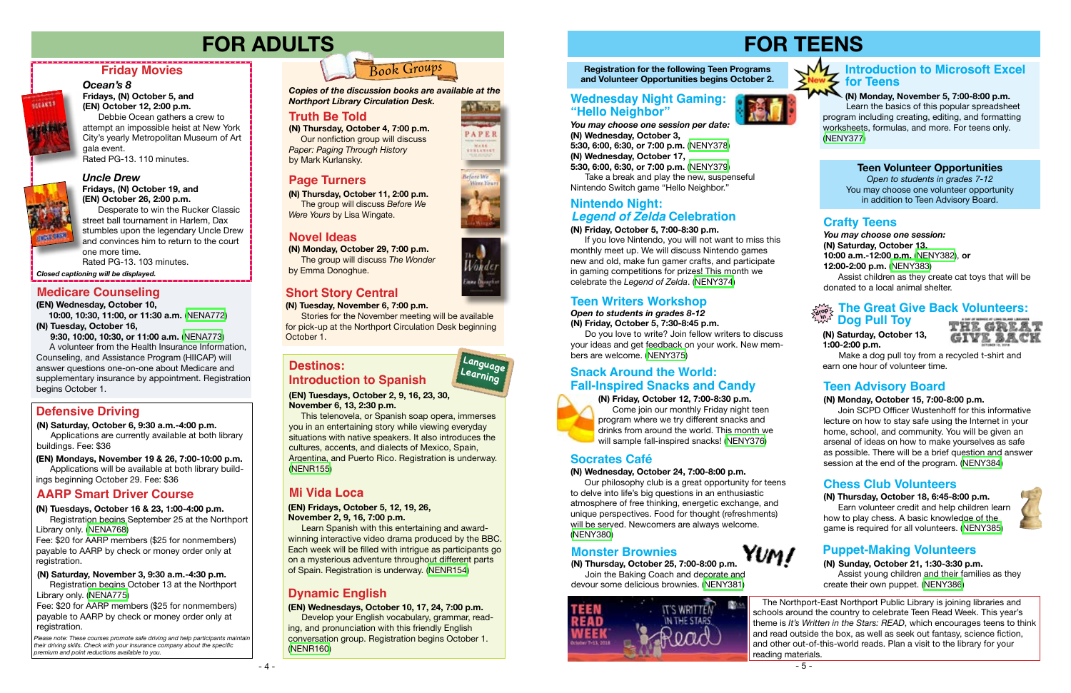# FOR ADULTS

## Friday Movies

### *Ocean's 8*

**Fridays, (N) October 5, and (EN) October 12, 2:00 p.m.**

Debbie Ocean gathers a crew to attempt an impossible heist at New York City's yearly Metropolitan Museum of Art gala event.
Rated PG-13. 110 minutes.

### *Uncle Drew*

**Fridays, (N) October 19, and (EN) October 26, 2:00 p.m.**

Desperate to win the Rucker Classic street ball tournament in Harlem, Dax stumbles upon the legendary Uncle Drew and convinces him to return to the court one more time.
Rated PG-13. 103 minutes.

*Closed captioning will be displayed.*

## Medicare Counseling

**(EN) Wednesday, October 10, 10:00, 10:30, 11:00, or 11:30 a.m.** (NENA772)
**(N) Tuesday, October 16, 9:30, 10:00, 10:30, or 11:00 a.m.** (NENA773)

A volunteer from the Health Insurance Information, Counseling, and Assistance Program (HIICAP) will answer questions one-on-one about Medicare and supplementary insurance by appointment. Registration begins October 1.

## Defensive Driving

**(N) Saturday, October 6, 9:30 a.m.-4:00 p.m.**
Applications are currently available at both library buildings. Fee: $36

**(EN) Mondays, November 19 & 26, 7:00-10:00 p.m.**
Applications will be available at both library buildings beginning October 29. Fee: $36

## AARP Smart Driver Course

**(N) Tuesdays, October 16 & 23, 1:00-4:00 p.m.**
Registration begins September 25 at the Northport Library only. (NENA768)
Fee: $20 for AARP members ($25 for nonmembers) payable to AARP by check or money order only at registration.

**(N) Saturday, November 3, 9:30 a.m.-4:30 p.m.**
Registration begins October 13 at the Northport Library only. (NENA775)
Fee: $20 for AARP members ($25 for nonmembers) payable to AARP by check or money order only at registration.

*Please note: These courses promote safe driving and help participants maintain their driving skills. Check with your insurance company about the specific premium and point reductions available to you.*

## Book Groups

***Copies of the discussion books are available at the Northport Library Circulation Desk.***

### Truth Be Told

**(N) Thursday, October 4, 7:00 p.m.**
Our nonfiction group will discuss *Paper: Paging Through History* by Mark Kurlansky.

### Page Turners

**(N) Thursday, October 11, 2:00 p.m.**
The group will discuss *Before We Were Yours* by Lisa Wingate.

### Novel Ideas

**(N) Monday, October 29, 7:00 p.m.**
The group will discuss *The Wonder* by Emma Donoghue.

### Short Story Central

**(N) Tuesday, November 6, 7:00 p.m.**
Stories for the November meeting will be available for pick-up at the Northport Circulation Desk beginning October 1.

## Language Learning

### Destinos: Introduction to Spanish

**(EN) Tuesdays, October 2, 9, 16, 23, 30, November 6, 13, 2:30 p.m.**

This telenovela, or Spanish soap opera, immerses you in an entertaining story while viewing everyday situations with native speakers. It also introduces the cultures, accents, and dialects of Mexico, Spain, Argentina, and Puerto Rico. Registration is underway. (NENR155)

### Mi Vida Loca

**(EN) Fridays, October 5, 12, 19, 26, November 2, 9, 16, 7:00 p.m.**

Learn Spanish with this entertaining and award-winning interactive video drama produced by the BBC. Each week will be filled with intrigue as participants go on a mysterious adventure throughout different parts of Spain. Registration is underway. (NENR154)

### Dynamic English

**(EN) Wednesdays, October 10, 17, 24, 7:00 p.m.**

Develop your English vocabulary, grammar, reading, and pronunciation with this friendly English conversation group. Registration begins October 1. (NENR160)

# FOR TEENS

**Registration for the following Teen Programs and Volunteer Opportunities begins October 2.**

## Wednesday Night Gaming: "Hello Neighbor"

***You may choose one session per date:***
**(N) Wednesday, October 3, 5:30, 6:00, 6:30, or 7:00 p.m.** (NENY378)
**(N) Wednesday, October 17, 5:30, 6:00, 6:30, or 7:00 p.m.** (NENY379)

Take a break and play the new, suspenseful Nintendo Switch game "Hello Neighbor."

## Nintendo Night: *Legend of Zelda* Celebration

**(N) Friday, October 5, 7:00-8:30 p.m.**

If you love Nintendo, you will not want to miss this monthly meet up. We will discuss Nintendo games new and old, make fun gamer crafts, and participate in gaming competitions for prizes! This month we celebrate the *Legend of Zelda*. (NENY374)

## Teen Writers Workshop

***Open to students in grades 8-12***
**(N) Friday, October 5, 7:30-8:45 p.m.**

Do you love to write? Join fellow writers to discuss your ideas and get feedback on your work. New members are welcome. (NENY375)

## Snack Around the World: Fall-Inspired Snacks and Candy

**(N) Friday, October 12, 7:00-8:30 p.m.**

Come join our monthly Friday night teen program where we try different snacks and drinks from around the world. This month we will sample fall-inspired snacks! (NENY376)

## Socrates Café

**(N) Wednesday, October 24, 7:00-8:00 p.m.**

Our philosophy club is a great opportunity for teens to delve into life's big questions in an enthusiastic atmosphere of free thinking, energetic exchange, and unique perspectives. Food for thought (refreshments) will be served. Newcomers are always welcome. (NENY380)

## Monster Brownies

**(N) Thursday, October 25, 7:00-8:00 p.m.**

Join the Baking Coach and decorate and devour some delicious brownies. (NENY381)

## Introduction to Microsoft Excel for Teens

**New**

**(N) Monday, November 5, 7:00-8:00 p.m.**

Learn the basics of this popular spreadsheet program including creating, editing, and formatting worksheets, formulas, and more. For teens only. (NENY377)

## Teen Volunteer Opportunities

*Open to students in grades 7-12*
You may choose one volunteer opportunity in addition to Teen Advisory Board.

## Crafty Teens

***You may choose one session:***
**(N) Saturday, October 13, 10:00 a.m.-12:00 p.m.** (NENY382), or
**12:00-2:00 p.m.** (NENY383)

Assist children as they create cat toys that will be donated to a local animal shelter.

## The Great Give Back Volunteers: Dog Pull Toy

**drop in**

**(N) Saturday, October 13, 1:00-2:00 p.m.**

Make a dog pull toy from a recycled t-shirt and earn one hour of volunteer time.

## Teen Advisory Board

**(N) Monday, October 15, 7:00-8:00 p.m.**

Join SCPD Officer Wustenhoff for this informative lecture on how to stay safe using the Internet in your home, school, and community. You will be given an arsenal of ideas on how to make yourselves as safe as possible. There will be a brief question and answer session at the end of the program. (NENY384)

## Chess Club Volunteers

**(N) Thursday, October 18, 6:45-8:00 p.m.**

Earn volunteer credit and help children learn how to play chess. A basic knowledge of the game is required for all volunteers. (NENY385)

## Puppet-Making Volunteers

**(N) Sunday, October 21, 1:30-3:30 p.m.**

Assist young children and their families as they create their own puppet. (NENY386)

The Northport-East Northport Public Library is joining libraries and schools around the country to celebrate Teen Read Week. This year's theme is *It's Written in the Stars: READ*, which encourages teens to think and read outside the box, as well as seek out fantasy, science fiction, and other out-of-this-world reads. Plan a visit to the library for your reading materials.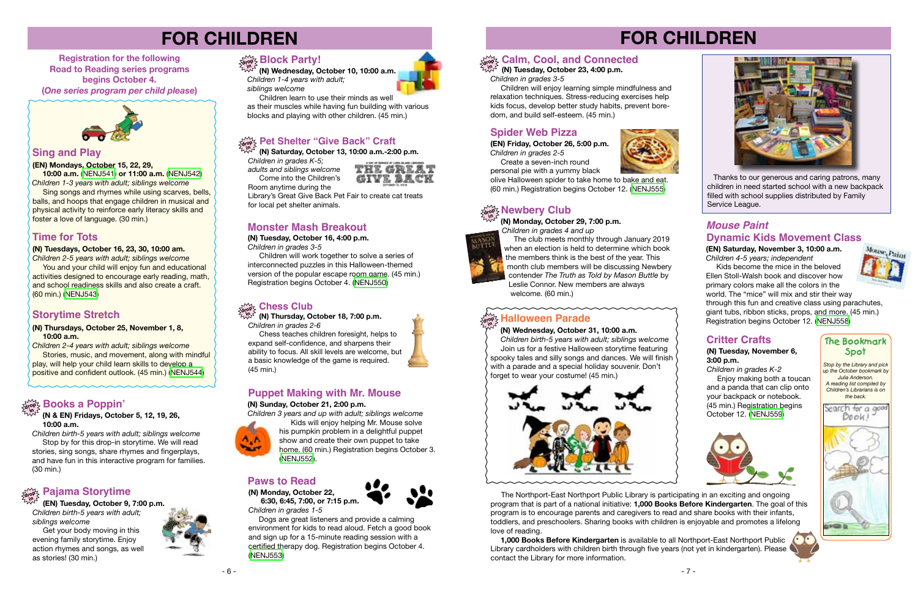# FOR CHILDREN

**Registration for the following Road to Reading series programs begins October 4.**
**(*One series program per child please*)**

## Sing and Play

**(EN) Mondays, October 15, 22, 29, 10:00 a.m. (NENJ541) or 11:00 a.m. (NENJ542)**
*Children 1-3 years with adult; siblings welcome*

Sing songs and rhymes while using scarves, bells, balls, and hoops that engage children in musical and physical activity to reinforce early literacy skills and foster a love of language. (30 min.)

## Time for Tots

**(N) Tuesdays, October 16, 23, 30, 10:00 am.**
*Children 2-5 years with adult; siblings welcome*

You and your child will enjoy fun and educational activities designed to encourage early reading, math, and school readiness skills and also create a craft. (60 min.) (NENJ543)

## Storytime Stretch

**(N) Thursdays, October 25, November 1, 8, 10:00 a.m.**
*Children 2-4 years with adult; siblings welcome*

Stories, music, and movement, along with mindful play, will help your child learn skills to develop a positive and confident outlook. (45 min.) (NENJ544)

## Books a Poppin'

drop in

**(N & EN) Fridays, October 5, 12, 19, 26, 10:00 a.m.**
*Children birth-5 years with adult; siblings welcome*

Stop by for this drop-in storytime. We will read stories, sing songs, share rhymes and fingerplays, and have fun in this interactive program for families. (30 min.)

## Pajama Storytime

drop in

**(EN) Tuesday, October 9, 7:00 p.m.**
*Children birth-5 years with adult; siblings welcome*

Get your body moving in this evening family storytime. Enjoy action rhymes and songs, as well as stories! (30 min.)

## Block Party!

drop in

**(N) Wednesday, October 10, 10:00 a.m.**
*Children 1-4 years with adult; siblings welcome*

Children learn to use their minds as well as their muscles while having fun building with various blocks and playing with other children. (45 min.)

## Pet Shelter "Give Back" Craft

drop in

**(N) Saturday, October 13, 10:00 a.m.-2:00 p.m.**
*Children in grades K-5; adults and siblings welcome*

Come into the Children's Room anytime during the Library's Great Give Back Pet Fair to create cat treats for local pet shelter animals.

## Monster Mash Breakout

**(N) Tuesday, October 16, 4:00 p.m.**
*Children in grades 3-5*

Children will work together to solve a series of interconnected puzzles in this Halloween-themed version of the popular escape room game. (45 min.) Registration begins October 4. (NENJ550)

## Chess Club

drop in

**(N) Thursday, October 18, 7:00 p.m.**
*Children in grades 2-6*

Chess teaches children foresight, helps to boost self-confidence, and sharpens their ability to focus. All skill levels are welcome, but a basic knowledge of the game is required. (45 min.)

## Puppet Making with Mr. Mouse

**(N) Sunday, October 21, 2:00 p.m.**
*Children 3 years and up with adult; siblings welcome*

Kids will enjoy helping Mr. Mouse solve his pumpkin problem in a delightful puppet show and create their own puppet to take home. (60 min.) Registration begins October 3. (NENJ552).

## Paws to Read

**(N) Monday, October 22, 6:30, 6:45, 7:00, or 7:15 p.m.**
*Children in grades 1-5*

Dogs are great listeners and provide a calming environment for kids to read aloud. Fetch a good book and sign up for a 15-minute reading session with a certified therapy dog. Registration begins October 4. (NENJ553)

# FOR CHILDREN

## Calm, Cool, and Connected

drop in

**(N) Tuesday, October 23, 4:00 p.m.**
*Children in grades 3-5*

Children will enjoy learning simple mindfulness and relaxation techniques. Stress-reducing exercises help kids focus, develop better study habits, prevent boredom, and build self-esteem. (45 min.)

## Spider Web Pizza

**(EN) Friday, October 26, 5:00 p.m.**
*Children in grades 2-5*

Create a seven-inch round personal pie with a yummy black olive Halloween spider to take home to bake and eat. (60 min.) Registration begins October 12. (NENJ555)

## Newbery Club

drop in

**(N) Monday, October 29, 7:00 p.m.**
*Children in grades 4 and up*

The club meets monthly through January 2019 when an election is held to determine which book the members think is the best of the year. This month club members will be discussing Newbery contender *The Truth as Told by Mason Buttle* by Leslie Connor. New members are always welcome. (60 min.)

## Halloween Parade

drop in

**(N) Wednesday, October 31, 10:00 a.m.**
*Children birth-5 years with adult; siblings welcome*

Join us for a festive Halloween storytime featuring spooky tales and silly songs and dances. We will finish with a parade and a special holiday souvenir. Don't forget to wear your costume! (45 min.)

Thanks to our generous and caring patrons, many children in need started school with a new backpack filled with school supplies distributed by Family Service League.

## *Mouse Paint* Dynamic Kids Movement Class

**(EN) Saturday, November 3, 10:00 a.m.**
*Children 4-5 years; independent*

Kids become the mice in the beloved Ellen Stoll-Walsh book and discover how primary colors make all the colors in the world. The "mice" will mix and stir their way through this fun and creative class using parachutes, giant tubs, ribbon sticks, props, and more. (45 min.) Registration begins October 12. (NENJ558)

## Critter Crafts

**(N) Tuesday, November 6, 3:00 p.m.**
*Children in grades K-2*

Enjoy making both a toucan and a panda that can clip onto your backpack or notebook. (45 min.) Registration begins October 12. (NENJ559)

### The Bookmark Spot

*Stop by the Library and pick up the October bookmark by Julia Anderson. A reading list compiled by Children's Librarians is on the back.*

The Northport-East Northport Public Library is participating in an exciting and ongoing program that is part of a national initiative: **1,000 Books Before Kindergarten**. The goal of this program is to encourage parents and caregivers to read and share books with their infants, toddlers, and preschoolers. Sharing books with children is enjoyable and promotes a lifelong love of reading.

**1,000 Books Before Kindergarten** is available to all Northport-East Northport Public Library cardholders with children birth through five years (not yet in kindergarten). Please contact the Library for more information.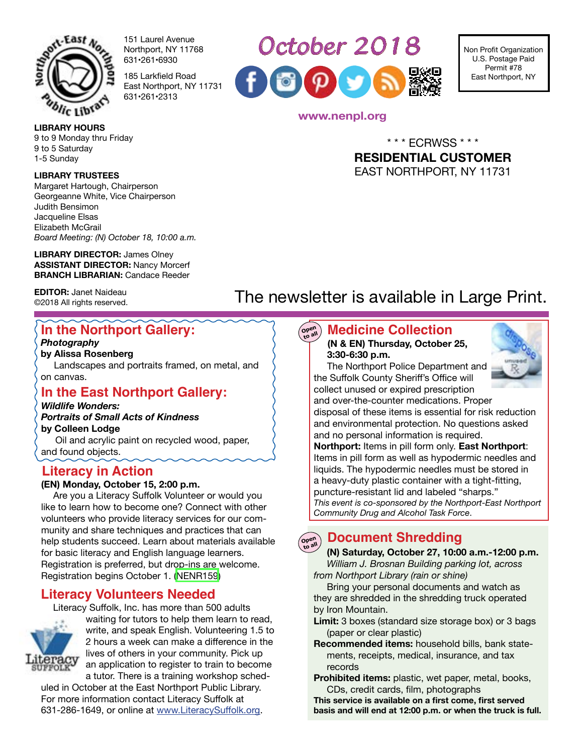151 Laurel Avenue
Northport, NY 11768
631•261•6930

185 Larkfield Road
East Northport, NY 11731
631•261•2313

# October 2018

www.nenpl.org

Non Profit Organization
U.S. Postage Paid
Permit #78
East Northport, NY

\* \* \* ECRWSS \* \* \*
**RESIDENTIAL CUSTOMER**
EAST NORTHPORT, NY 11731

**LIBRARY HOURS**
9 to 9 Monday thru Friday
9 to 5 Saturday
1-5 Sunday

**LIBRARY TRUSTEES**
Margaret Hartough, Chairperson
Georgeanne White, Vice Chairperson
Judith Bensimon
Jacqueline Elsas
Elizabeth McGrail
*Board Meeting: (N) October 18, 10:00 a.m.*

**LIBRARY DIRECTOR:** James Olney
**ASSISTANT DIRECTOR:** Nancy Morcerf
**BRANCH LIBRARIAN:** Candace Reeder

**EDITOR:** Janet Naideau
©2018 All rights reserved.

The newsletter is available in Large Print.

## In the Northport Gallery:

***Photography***
**by Alissa Rosenberg**

Landscapes and portraits framed, on metal, and on canvas.

## In the East Northport Gallery:

***Wildlife Wonders:***
***Portraits of Small Acts of Kindness***
**by Colleen Lodge**

Oil and acrylic paint on recycled wood, paper, and found objects.

## Literacy in Action

**(EN) Monday, October 15, 2:00 p.m.**

Are you a Literacy Suffolk Volunteer or would you like to learn how to become one? Connect with other volunteers who provide literacy services for our community and share techniques and practices that can help students succeed. Learn about materials available for basic literacy and English language learners. Registration is preferred, but drop-ins are welcome. Registration begins October 1. (NENR159)

## Literacy Volunteers Needed

Literacy Suffolk, Inc. has more than 500 adults waiting for tutors to help them learn to read, write, and speak English. Volunteering 1.5 to 2 hours a week can make a difference in the lives of others in your community. Pick up an application to register to train to become a tutor. There is a training workshop scheduled in October at the East Northport Public Library. For more information contact Literacy Suffolk at 631-286-1649, or online at www.LiteracySuffolk.org.

## Medicine Collection

Open to all

**(N & EN) Thursday, October 25, 3:30-6:30 p.m.**

The Northport Police Department and the Suffolk County Sheriff's Office will collect unused or expired prescription and over-the-counter medications. Proper disposal of these items is essential for risk reduction and environmental protection. No questions asked and no personal information is required.

**Northport:** Items in pill form only. **East Northport**: Items in pill form as well as hypodermic needles and liquids. The hypodermic needles must be stored in a heavy-duty plastic container with a tight-fitting, puncture-resistant lid and labeled "sharps."

*This event is co-sponsored by the Northport-East Northport Community Drug and Alcohol Task Force.*

## Document Shredding

Open to all

**(N) Saturday, October 27, 10:00 a.m.-12:00 p.m.**
*William J. Brosnan Building parking lot, across from Northport Library (rain or shine)*

Bring your personal documents and watch as they are shredded in the shredding truck operated by Iron Mountain.

**Limit:** 3 boxes (standard size storage box) or 3 bags (paper or clear plastic)

**Recommended items:** household bills, bank statements, receipts, medical, insurance, and tax records

**Prohibited items:** plastic, wet paper, metal, books, CDs, credit cards, film, photographs

**This service is available on a first come, first served basis and will end at 12:00 p.m. or when the truck is full.**